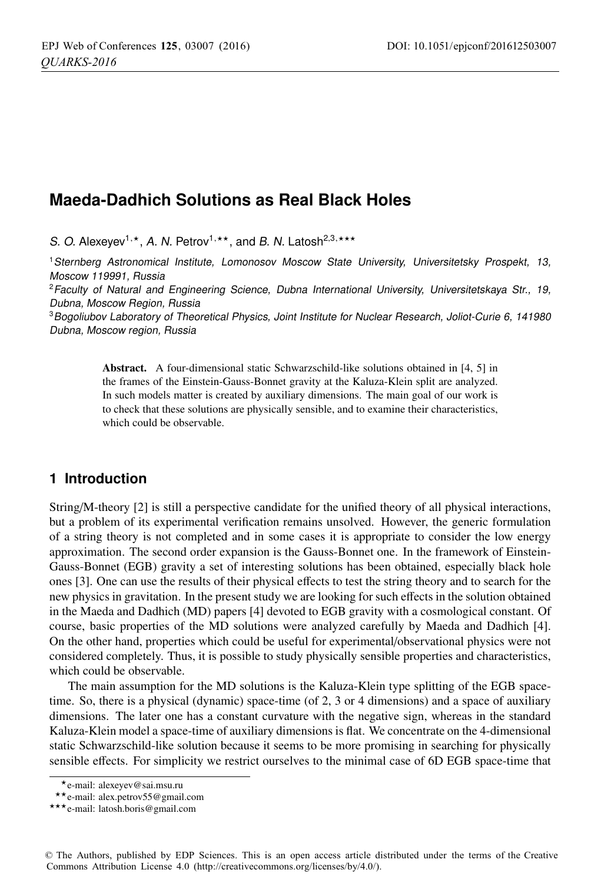# Maeda-Dadhich Solutions as Real Black Holes

*S. O.* Alexeyev[1,⋆], *A. N.* Petrov[1,⋆⋆], and *B. N.* Latosh[2,3,⋆⋆⋆]

[1] *Sternberg Astronomical Institute, Lomonosov Moscow State University, Universitetsky Prospekt, 13, Moscow 119991, Russia*

[2] *Faculty of Natural and Engineering Science, Dubna International University, Universitetskaya Str., 19, Dubna, Moscow Region, Russia*

[3] *Bogoliubov Laboratory of Theoretical Physics, Joint Institute for Nuclear Research, Joliot-Curie 6, 141980 Dubna, Moscow region, Russia*

**Abstract.** A four-dimensional static Schwarzschild-like solutions obtained in [4, 5] in the frames of the Einstein-Gauss-Bonnet gravity at the Kaluza-Klein split are analyzed. In such models matter is created by auxiliary dimensions. The main goal of our work is to check that these solutions are physically sensible, and to examine their characteristics, which could be observable.

## 1 Introduction

String/M-theory [2] is still a perspective candidate for the unified theory of all physical interactions, but a problem of its experimental verification remains unsolved. However, the generic formulation of a string theory is not completed and in some cases it is appropriate to consider the low energy approximation. The second order expansion is the Gauss-Bonnet one. In the framework of Einstein-Gauss-Bonnet (EGB) gravity a set of interesting solutions has been obtained, especially black hole ones [3]. One can use the results of their physical effects to test the string theory and to search for the new physics in gravitation. In the present study we are looking for such effects in the solution obtained in the Maeda and Dadhich (MD) papers [4] devoted to EGB gravity with a cosmological constant. Of course, basic properties of the MD solutions were analyzed carefully by Maeda and Dadhich [4]. On the other hand, properties which could be useful for experimental/observational physics were not considered completely. Thus, it is possible to study physically sensible properties and characteristics, which could be observable.

The main assumption for the MD solutions is the Kaluza-Klein type splitting of the EGB space-time. So, there is a physical (dynamic) space-time (of 2, 3 or 4 dimensions) and a space of auxiliary dimensions. The later one has a constant curvature with the negative sign, whereas in the standard Kaluza-Klein model a space-time of auxiliary dimensions is flat. We concentrate on the 4-dimensional static Schwarzschild-like solution because it seems to be more promising in searching for physically sensible effects. For simplicity we restrict ourselves to the minimal case of 6D EGB space-time that

⋆e-mail: alexeyev@sai.msu.ru

⋆⋆e-mail: alex.petrov55@gmail.com

⋆⋆⋆e-mail: latosh.boris@gmail.com

© The Authors, published by EDP Sciences. This is an open access article distributed under the terms of the Creative Commons Attribution License 4.0 (http://creativecommons.org/licenses/by/4.0/).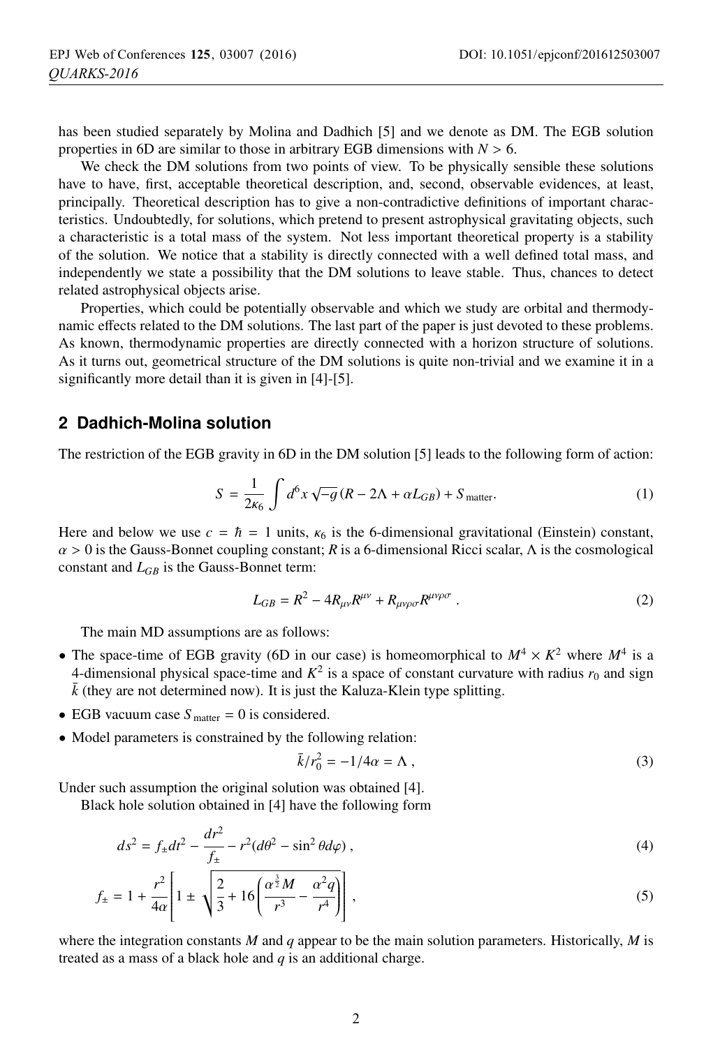has been studied separately by Molina and Dadhich [5] and we denote as DM. The EGB solution properties in 6D are similar to those in arbitrary EGB dimensions with $N > 6$.

We check the DM solutions from two points of view. To be physically sensible these solutions have to have, first, acceptable theoretical description, and, second, observable evidences, at least, principally. Theoretical description has to give a non-contradictive definitions of important characteristics. Undoubtedly, for solutions, which pretend to present astrophysical gravitating objects, such a characteristic is a total mass of the system. Not less important theoretical property is a stability of the solution. We notice that a stability is directly connected with a well defined total mass, and independently we state a possibility that the DM solutions to leave stable. Thus, chances to detect related astrophysical objects arise.

Properties, which could be potentially observable and which we study are orbital and thermodynamic effects related to the DM solutions. The last part of the paper is just devoted to these problems. As known, thermodynamic properties are directly connected with a horizon structure of solutions. As it turns out, geometrical structure of the DM solutions is quite non-trivial and we examine it in a significantly more detail than it is given in [4]-[5].

## 2 Dadhich-Molina solution

The restriction of the EGB gravity in 6D in the DM solution [5] leads to the following form of action:

$$S = \frac{1}{2\kappa_6}\int d^6x\sqrt{-g}\,(R - 2\Lambda + \alpha L_{GB}) + S_{\text{matter}}. \tag{1}$$

Here and below we use $c = \hbar = 1$ units, $\kappa_6$ is the 6-dimensional gravitational (Einstein) constant, $\alpha > 0$ is the Gauss-Bonnet coupling constant; $R$ is a 6-dimensional Ricci scalar, $\Lambda$ is the cosmological constant and $L_{GB}$ is the Gauss-Bonnet term:

$$L_{GB} = R^2 - 4R_{\mu\nu}R^{\mu\nu} + R_{\mu\nu\rho\sigma}R^{\mu\nu\rho\sigma}\,. \tag{2}$$

The main MD assumptions are as follows:

- The space-time of EGB gravity (6D in our case) is homeomorphical to $M^4 \times K^2$ where $M^4$ is a 4-dimensional physical space-time and $K^2$ is a space of constant curvature with radius $r_0$ and sign $\bar{k}$ (they are not determined now). It is just the Kaluza-Klein type splitting.
- EGB vacuum case $S_{\text{matter}} = 0$ is considered.
- Model parameters is constrained by the following relation:

$$\bar{k}/r_0^2 = -1/4\alpha = \Lambda\,, \tag{3}$$

Under such assumption the original solution was obtained [4].

Black hole solution obtained in [4] have the following form

$$ds^2 = f_\pm dt^2 - \frac{dr^2}{f_\pm} - r^2(d\theta^2 - \sin^2\theta d\varphi)\,, \tag{4}$$

$$f_\pm = 1 + \frac{r^2}{4\alpha}\left[1 \pm \sqrt{\frac{2}{3} + 16\left(\frac{\alpha^{\frac{3}{2}}M}{r^3} - \frac{\alpha^2 q}{r^4}\right)}\right]\,, \tag{5}$$

where the integration constants $M$ and $q$ appear to be the main solution parameters. Historically, $M$ is treated as a mass of a black hole and $q$ is an additional charge.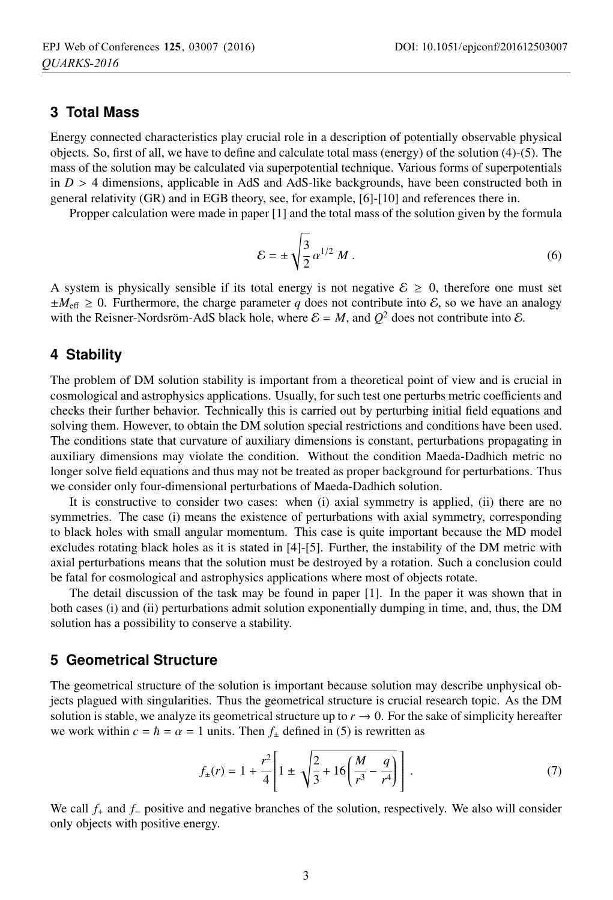## 3 Total Mass

Energy connected characteristics play crucial role in a description of potentially observable physical objects. So, first of all, we have to define and calculate total mass (energy) of the solution (4)-(5). The mass of the solution may be calculated via superpotential technique. Various forms of superpotentials in $D > 4$ dimensions, applicable in AdS and AdS-like backgrounds, have been constructed both in general relativity (GR) and in EGB theory, see, for example, [6]-[10] and references there in.

Propper calculation were made in paper [1] and the total mass of the solution given by the formula

$$\mathcal{E} = \pm \sqrt{\frac{3}{2}}\, \alpha^{1/2}\, M\,. \tag{6}$$

A system is physically sensible if its total energy is not negative $\mathcal{E} \geq 0$, therefore one must set $\pm M_{\text{eff}} \geq 0$. Furthermore, the charge parameter $q$ does not contribute into $\mathcal{E}$, so we have an analogy with the Reisner-Nordsröm-AdS black hole, where $\mathcal{E} = M$, and $Q^2$ does not contribute into $\mathcal{E}$.

## 4 Stability

The problem of DM solution stability is important from a theoretical point of view and is crucial in cosmological and astrophysics applications. Usually, for such test one perturbs metric coefficients and checks their further behavior. Technically this is carried out by perturbing initial field equations and solving them. However, to obtain the DM solution special restrictions and conditions have been used. The conditions state that curvature of auxiliary dimensions is constant, perturbations propagating in auxiliary dimensions may violate the condition. Without the condition Maeda-Dadhich metric no longer solve field equations and thus may not be treated as proper background for perturbations. Thus we consider only four-dimensional perturbations of Maeda-Dadhich solution.

It is constructive to consider two cases: when (i) axial symmetry is applied, (ii) there are no symmetries. The case (i) means the existence of perturbations with axial symmetry, corresponding to black holes with small angular momentum. This case is quite important because the MD model excludes rotating black holes as it is stated in [4]-[5]. Further, the instability of the DM metric with axial perturbations means that the solution must be destroyed by a rotation. Such a conclusion could be fatal for cosmological and astrophysics applications where most of objects rotate.

The detail discussion of the task may be found in paper [1]. In the paper it was shown that in both cases (i) and (ii) perturbations admit solution exponentially dumping in time, and, thus, the DM solution has a possibility to conserve a stability.

## 5 Geometrical Structure

The geometrical structure of the solution is important because solution may describe unphysical objects plagued with singularities. Thus the geometrical structure is crucial research topic. As the DM solution is stable, we analyze its geometrical structure up to $r \to 0$. For the sake of simplicity hereafter we work within $c = \hbar = \alpha = 1$ units. Then $f_\pm$ defined in (5) is rewritten as

$$f_\pm(r) = 1 + \frac{r^2}{4}\left[1 \pm \sqrt{\frac{2}{3} + 16\left(\frac{M}{r^3} - \frac{q}{r^4}\right)}\,\right]. \tag{7}$$

We call $f_+$ and $f_-$ positive and negative branches of the solution, respectively. We also will consider only objects with positive energy.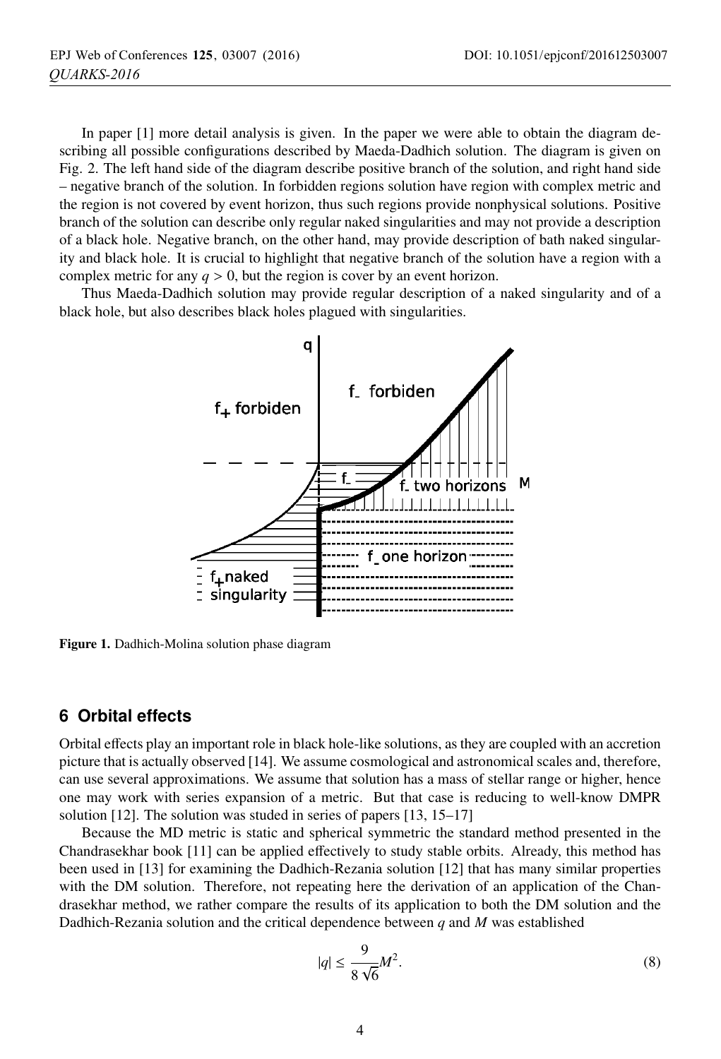In paper [1] more detail analysis is given. In the paper we were able to obtain the diagram describing all possible configurations described by Maeda-Dadhich solution. The diagram is given on Fig. 2. The left hand side of the diagram describe positive branch of the solution, and right hand side – negative branch of the solution. In forbidden regions solution have region with complex metric and the region is not covered by event horizon, thus such regions provide nonphysical solutions. Positive branch of the solution can describe only regular naked singularities and may not provide a description of a black hole. Negative branch, on the other hand, may provide description of bath naked singularity and black hole. It is crucial to highlight that negative branch of the solution have a region with a complex metric for any $q > 0$, but the region is cover by an event horizon.

Thus Maeda-Dadhich solution may provide regular description of a naked singularity and of a black hole, but also describes black holes plagued with singularities.

q

M

$f_+$ forbiden

$f_-$ forbiden

$f_-$

$f_-$ two horizons

$f_-$ one horizon

$f_+$naked singularity

**Figure 1.** Dadhich-Molina solution phase diagram

## 6 Orbital effects

Orbital effects play an important role in black hole-like solutions, as they are coupled with an accretion picture that is actually observed [14]. We assume cosmological and astronomical scales and, therefore, can use several approximations. We assume that solution has a mass of stellar range or higher, hence one may work with series expansion of a metric. But that case is reducing to well-know DMPR solution [12]. The solution was studed in series of papers [13, 15–17]

Because the MD metric is static and spherical symmetric the standard method presented in the Chandrasekhar book [11] can be applied effectively to study stable orbits. Already, this method has been used in [13] for examining the Dadhich-Rezania solution [12] that has many similar properties with the DM solution. Therefore, not repeating here the derivation of an application of the Chandrasekhar method, we rather compare the results of its application to both the DM solution and the Dadhich-Rezania solution and the critical dependence between $q$ and $M$ was established

$$|q| \leq \frac{9}{8\sqrt{6}}M^2. \tag{8}$$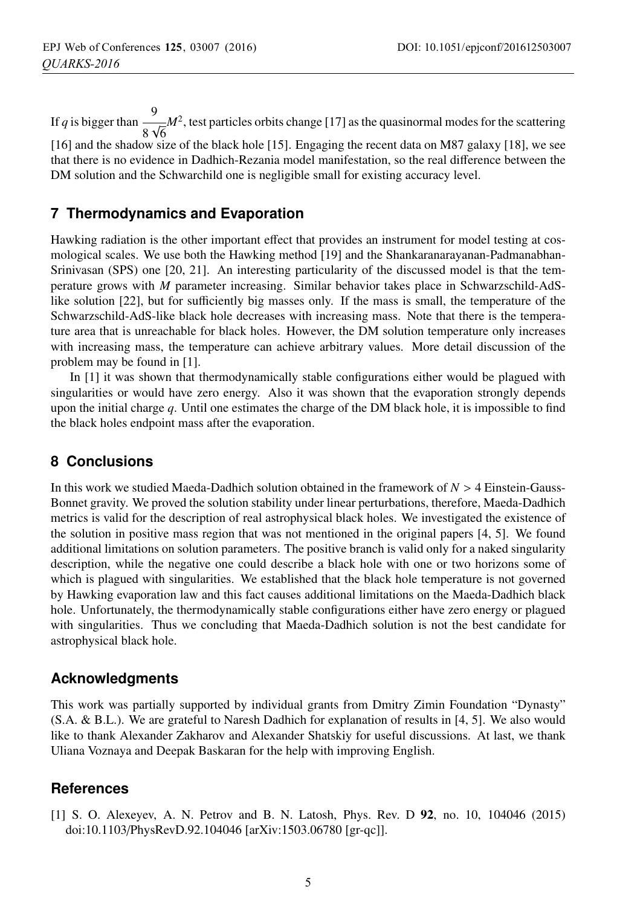If $q$ is bigger than $\frac{9}{8\sqrt{6}}M^2$, test particles orbits change [17] as the quasinormal modes for the scattering [16] and the shadow size of the black hole [15]. Engaging the recent data on M87 galaxy [18], we see that there is no evidence in Dadhich-Rezania model manifestation, so the real difference between the DM solution and the Schwarchild one is negligible small for existing accuracy level.

## 7 Thermodynamics and Evaporation

Hawking radiation is the other important effect that provides an instrument for model testing at cosmological scales. We use both the Hawking method [19] and the Shankaranarayanan-Padmanabhan-Srinivasan (SPS) one [20, 21]. An interesting particularity of the discussed model is that the temperature grows with $M$ parameter increasing. Similar behavior takes place in Schwarzschild-AdS-like solution [22], but for sufficiently big masses only. If the mass is small, the temperature of the Schwarzschild-AdS-like black hole decreases with increasing mass. Note that there is the temperature area that is unreachable for black holes. However, the DM solution temperature only increases with increasing mass, the temperature can achieve arbitrary values. More detail discussion of the problem may be found in [1].

In [1] it was shown that thermodynamically stable configurations either would be plagued with singularities or would have zero energy. Also it was shown that the evaporation strongly depends upon the initial charge $q$. Until one estimates the charge of the DM black hole, it is impossible to find the black holes endpoint mass after the evaporation.

## 8 Conclusions

In this work we studied Maeda-Dadhich solution obtained in the framework of $N > 4$ Einstein-Gauss-Bonnet gravity. We proved the solution stability under linear perturbations, therefore, Maeda-Dadhich metrics is valid for the description of real astrophysical black holes. We investigated the existence of the solution in positive mass region that was not mentioned in the original papers [4, 5]. We found additional limitations on solution parameters. The positive branch is valid only for a naked singularity description, while the negative one could describe a black hole with one or two horizons some of which is plagued with singularities. We established that the black hole temperature is not governed by Hawking evaporation law and this fact causes additional limitations on the Maeda-Dadhich black hole. Unfortunately, the thermodynamically stable configurations either have zero energy or plagued with singularities. Thus we concluding that Maeda-Dadhich solution is not the best candidate for astrophysical black hole.

## Acknowledgments

This work was partially supported by individual grants from Dmitry Zimin Foundation "Dynasty" (S.A. & B.L.). We are grateful to Naresh Dadhich for explanation of results in [4, 5]. We also would like to thank Alexander Zakharov and Alexander Shatskiy for useful discussions. At last, we thank Uliana Voznaya and Deepak Baskaran for the help with improving English.

## References

[1] S. O. Alexeyev, A. N. Petrov and B. N. Latosh, Phys. Rev. D **92**, no. 10, 104046 (2015) doi:10.1103/PhysRevD.92.104046 [arXiv:1503.06780 [gr-qc]].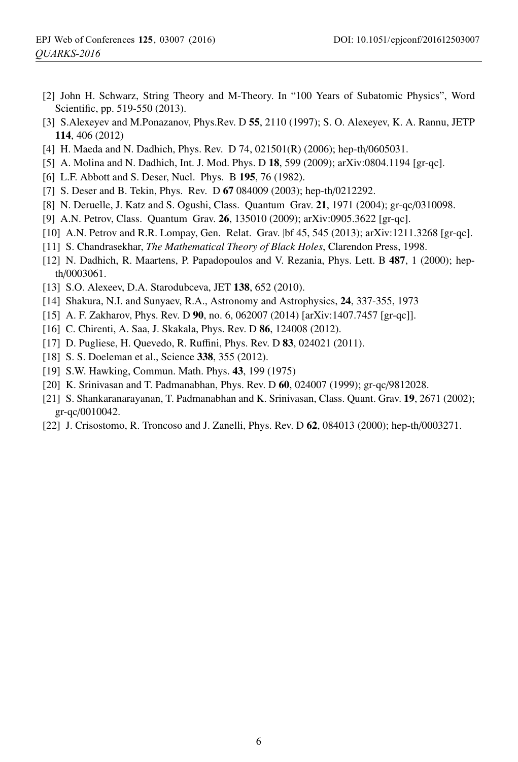[2] John H. Schwarz, String Theory and M-Theory. In "100 Years of Subatomic Physics", Word Scientific, pp. 519-550 (2013).

[3] S.Alexeyev and M.Ponazanov, Phys.Rev. D **55**, 2110 (1997); S. O. Alexeyev, K. A. Rannu, JETP **114**, 406 (2012)

[4] H. Maeda and N. Dadhich, Phys. Rev. D 74, 021501(R) (2006); hep-th/0605031.

[5] A. Molina and N. Dadhich, Int. J. Mod. Phys. D **18**, 599 (2009); arXiv:0804.1194 [gr-qc].

[6] L.F. Abbott and S. Deser, Nucl. Phys. B **195**, 76 (1982).

[7] S. Deser and B. Tekin, Phys. Rev. D **67** 084009 (2003); hep-th/0212292.

[8] N. Deruelle, J. Katz and S. Ogushi, Class. Quantum Grav. **21**, 1971 (2004); gr-qc/0310098.

[9] A.N. Petrov, Class. Quantum Grav. **26**, 135010 (2009); arXiv:0905.3622 [gr-qc].

[10] A.N. Petrov and R.R. Lompay, Gen. Relat. Grav. |bf 45, 545 (2013); arXiv:1211.3268 [gr-qc].

[11] S. Chandrasekhar, *The Mathematical Theory of Black Holes*, Clarendon Press, 1998.

[12] N. Dadhich, R. Maartens, P. Papadopoulos and V. Rezania, Phys. Lett. B **487**, 1 (2000); hep-th/0003061.

[13] S.O. Alexeev, D.A. Starodubceva, JET **138**, 652 (2010).

[14] Shakura, N.I. and Sunyaev, R.A., Astronomy and Astrophysics, **24**, 337-355, 1973

[15] A. F. Zakharov, Phys. Rev. D **90**, no. 6, 062007 (2014) [arXiv:1407.7457 [gr-qc]].

[16] C. Chirenti, A. Saa, J. Skakala, Phys. Rev. D **86**, 124008 (2012).

[17] D. Pugliese, H. Quevedo, R. Ruffini, Phys. Rev. D **83**, 024021 (2011).

[18] S. S. Doeleman et al., Science **338**, 355 (2012).

[19] S.W. Hawking, Commun. Math. Phys. **43**, 199 (1975)

[20] K. Srinivasan and T. Padmanabhan, Phys. Rev. D **60**, 024007 (1999); gr-qc/9812028.

[21] S. Shankaranarayanan, T. Padmanabhan and K. Srinivasan, Class. Quant. Grav. **19**, 2671 (2002); gr-qc/0010042.

[22] J. Crisostomo, R. Troncoso and J. Zanelli, Phys. Rev. D **62**, 084013 (2000); hep-th/0003271.